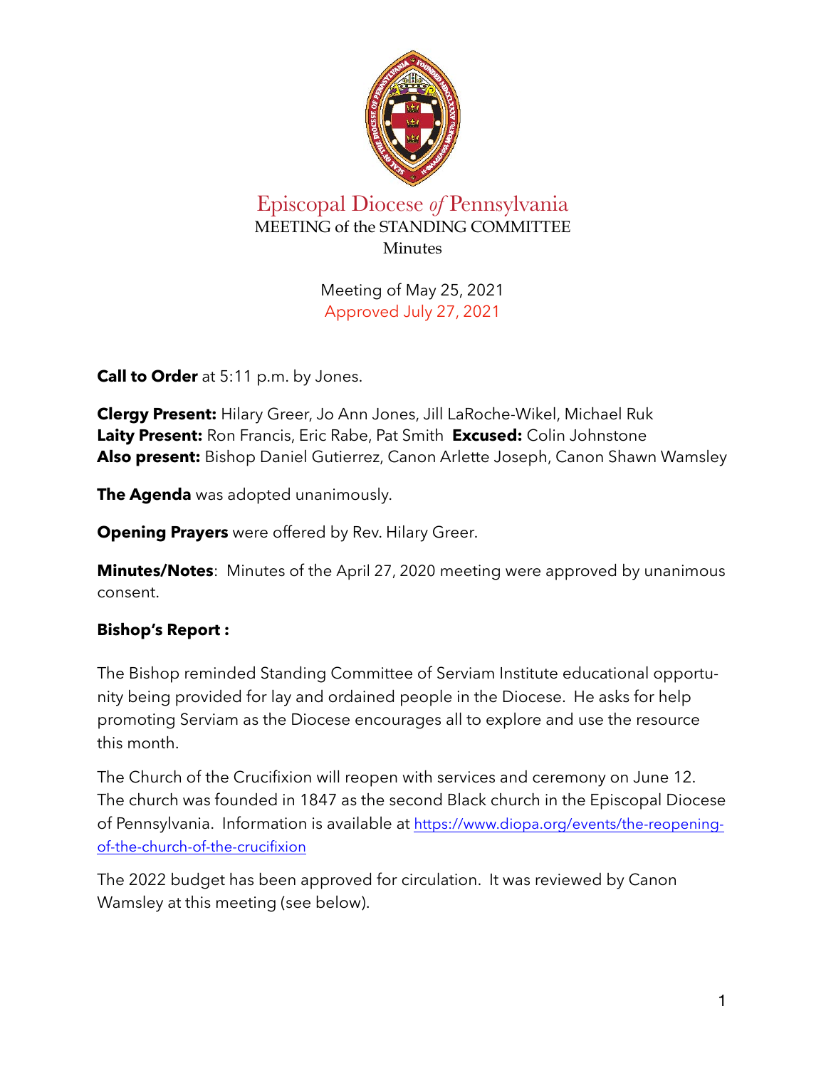# Episcopal Diocese *of* Pennsylvania

MEETING of the STANDING COMMITTEE

Minutes

Meeting of May 25, 2021

Approved July 27, 2021

**Call to Order** at 5:11 p.m. by Jones.

**Clergy Present:** Hilary Greer, Jo Ann Jones, Jill LaRoche-Wikel, Michael Ruk
**Laity Present:** Ron Francis, Eric Rabe, Pat Smith **Excused:** Colin Johnstone
**Also present:** Bishop Daniel Gutierrez, Canon Arlette Joseph, Canon Shawn Wamsley

**The Agenda** was adopted unanimously.

**Opening Prayers** were offered by Rev. Hilary Greer.

**Minutes/Notes**: Minutes of the April 27, 2020 meeting were approved by unanimous consent.

**Bishop's Report :**

The Bishop reminded Standing Committee of Serviam Institute educational opportunity being provided for lay and ordained people in the Diocese. He asks for help promoting Serviam as the Diocese encourages all to explore and use the resource this month.

The Church of the Crucifixion will reopen with services and ceremony on June 12. The church was founded in 1847 as the second Black church in the Episcopal Diocese of Pennsylvania. Information is available at https://www.diopa.org/events/the-reopening-of-the-church-of-the-crucifixion

The 2022 budget has been approved for circulation. It was reviewed by Canon Wamsley at this meeting (see below).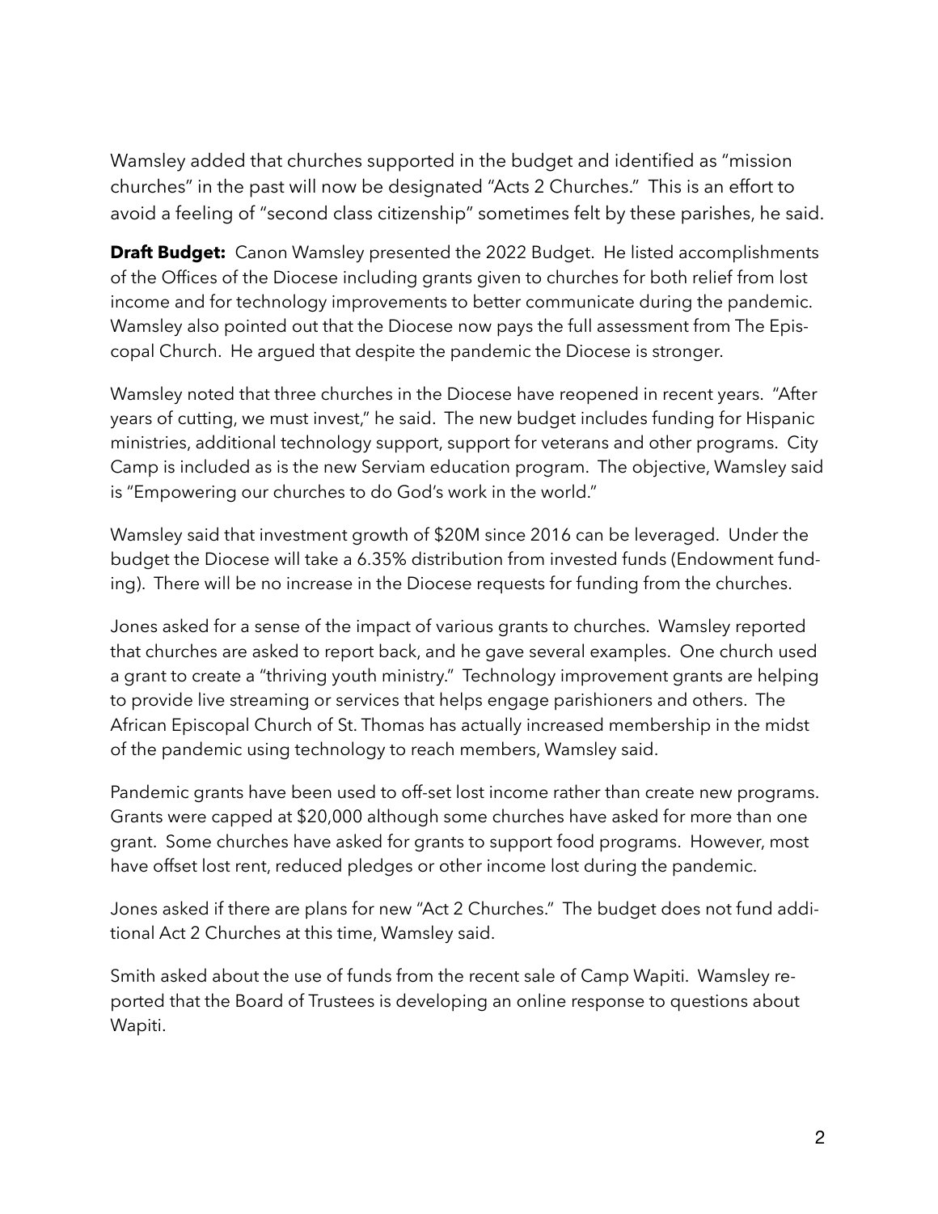Wamsley added that churches supported in the budget and identified as "mission churches" in the past will now be designated "Acts 2 Churches." This is an effort to avoid a feeling of "second class citizenship" sometimes felt by these parishes, he said.

**Draft Budget:** Canon Wamsley presented the 2022 Budget. He listed accomplishments of the Offices of the Diocese including grants given to churches for both relief from lost income and for technology improvements to better communicate during the pandemic. Wamsley also pointed out that the Diocese now pays the full assessment from The Episcopal Church. He argued that despite the pandemic the Diocese is stronger.

Wamsley noted that three churches in the Diocese have reopened in recent years. "After years of cutting, we must invest," he said. The new budget includes funding for Hispanic ministries, additional technology support, support for veterans and other programs. City Camp is included as is the new Serviam education program. The objective, Wamsley said is "Empowering our churches to do God's work in the world."

Wamsley said that investment growth of $20M since 2016 can be leveraged. Under the budget the Diocese will take a 6.35% distribution from invested funds (Endowment funding). There will be no increase in the Diocese requests for funding from the churches.

Jones asked for a sense of the impact of various grants to churches. Wamsley reported that churches are asked to report back, and he gave several examples. One church used a grant to create a "thriving youth ministry." Technology improvement grants are helping to provide live streaming or services that helps engage parishioners and others. The African Episcopal Church of St. Thomas has actually increased membership in the midst of the pandemic using technology to reach members, Wamsley said.

Pandemic grants have been used to off-set lost income rather than create new programs. Grants were capped at $20,000 although some churches have asked for more than one grant. Some churches have asked for grants to support food programs. However, most have offset lost rent, reduced pledges or other income lost during the pandemic.

Jones asked if there are plans for new "Act 2 Churches." The budget does not fund additional Act 2 Churches at this time, Wamsley said.

Smith asked about the use of funds from the recent sale of Camp Wapiti. Wamsley reported that the Board of Trustees is developing an online response to questions about Wapiti.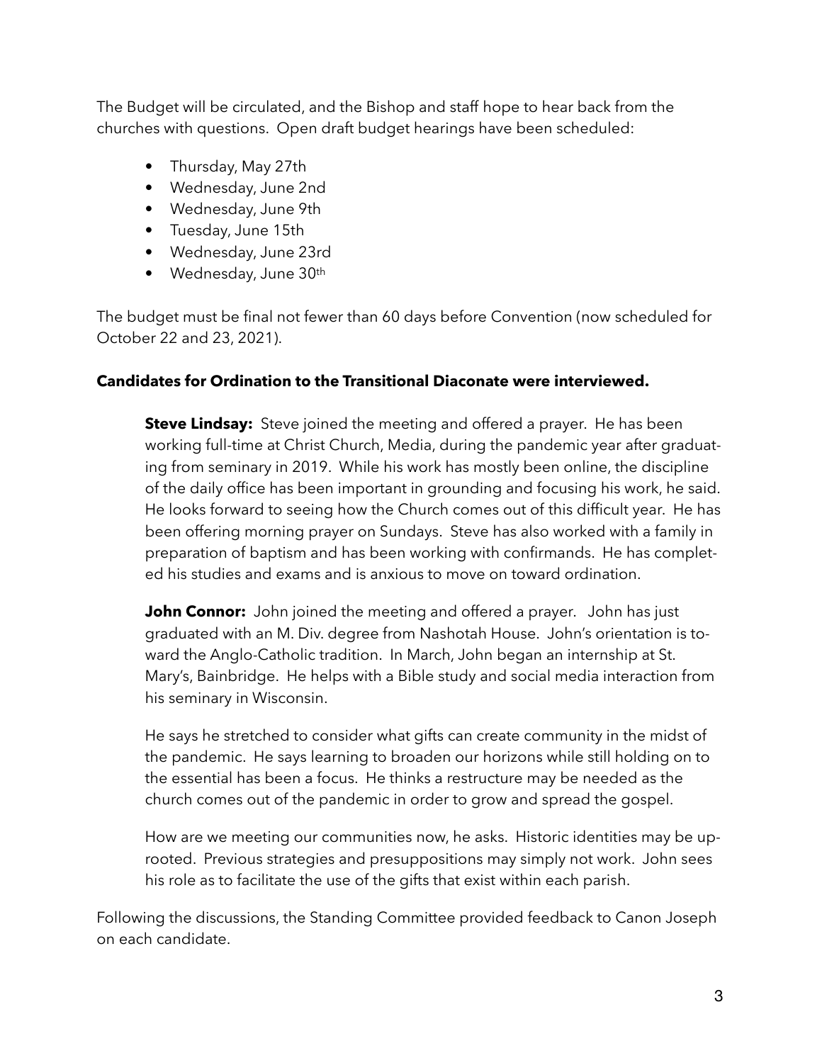The Budget will be circulated, and the Bishop and staff hope to hear back from the churches with questions. Open draft budget hearings have been scheduled:

- Thursday, May 27th
- Wednesday, June 2nd
- Wednesday, June 9th
- Tuesday, June 15th
- Wednesday, June 23rd
- Wednesday, June 30th

The budget must be final not fewer than 60 days before Convention (now scheduled for October 22 and 23, 2021).

**Candidates for Ordination to the Transitional Diaconate were interviewed.**

**Steve Lindsay:** Steve joined the meeting and offered a prayer. He has been working full-time at Christ Church, Media, during the pandemic year after graduating from seminary in 2019. While his work has mostly been online, the discipline of the daily office has been important in grounding and focusing his work, he said. He looks forward to seeing how the Church comes out of this difficult year. He has been offering morning prayer on Sundays. Steve has also worked with a family in preparation of baptism and has been working with confirmands. He has completed his studies and exams and is anxious to move on toward ordination.

**John Connor:** John joined the meeting and offered a prayer. John has just graduated with an M. Div. degree from Nashotah House. John's orientation is toward the Anglo-Catholic tradition. In March, John began an internship at St. Mary's, Bainbridge. He helps with a Bible study and social media interaction from his seminary in Wisconsin.

He says he stretched to consider what gifts can create community in the midst of the pandemic. He says learning to broaden our horizons while still holding on to the essential has been a focus. He thinks a restructure may be needed as the church comes out of the pandemic in order to grow and spread the gospel.

How are we meeting our communities now, he asks. Historic identities may be uprooted. Previous strategies and presuppositions may simply not work. John sees his role as to facilitate the use of the gifts that exist within each parish.

Following the discussions, the Standing Committee provided feedback to Canon Joseph on each candidate.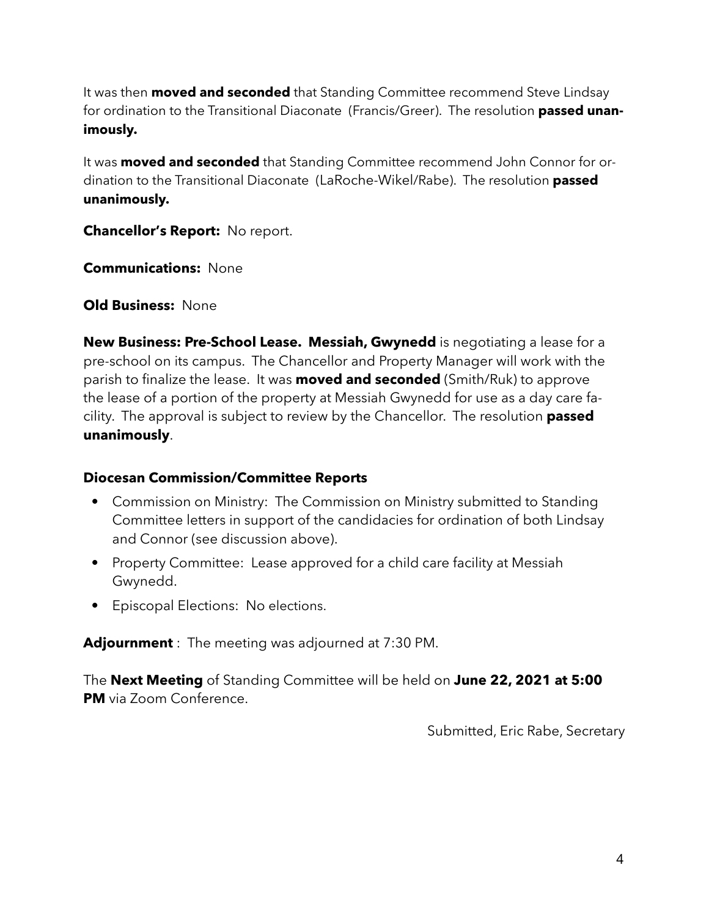It was then **moved and seconded** that Standing Committee recommend Steve Lindsay for ordination to the Transitional Diaconate (Francis/Greer). The resolution **passed unanimously.**

It was **moved and seconded** that Standing Committee recommend John Connor for ordination to the Transitional Diaconate (LaRoche-Wikel/Rabe). The resolution **passed unanimously.**

**Chancellor's Report:** No report.

**Communications:** None

**Old Business:** None

**New Business: Pre-School Lease. Messiah, Gwynedd** is negotiating a lease for a pre-school on its campus. The Chancellor and Property Manager will work with the parish to finalize the lease. It was **moved and seconded** (Smith/Ruk) to approve the lease of a portion of the property at Messiah Gwynedd for use as a day care facility. The approval is subject to review by the Chancellor. The resolution **passed unanimously**.

**Diocesan Commission/Committee Reports**

- Commission on Ministry: The Commission on Ministry submitted to Standing Committee letters in support of the candidacies for ordination of both Lindsay and Connor (see discussion above).
- Property Committee: Lease approved for a child care facility at Messiah Gwynedd.
- Episcopal Elections: No elections.

**Adjournment** : The meeting was adjourned at 7:30 PM.

The **Next Meeting** of Standing Committee will be held on **June 22, 2021 at 5:00 PM** via Zoom Conference.

Submitted, Eric Rabe, Secretary